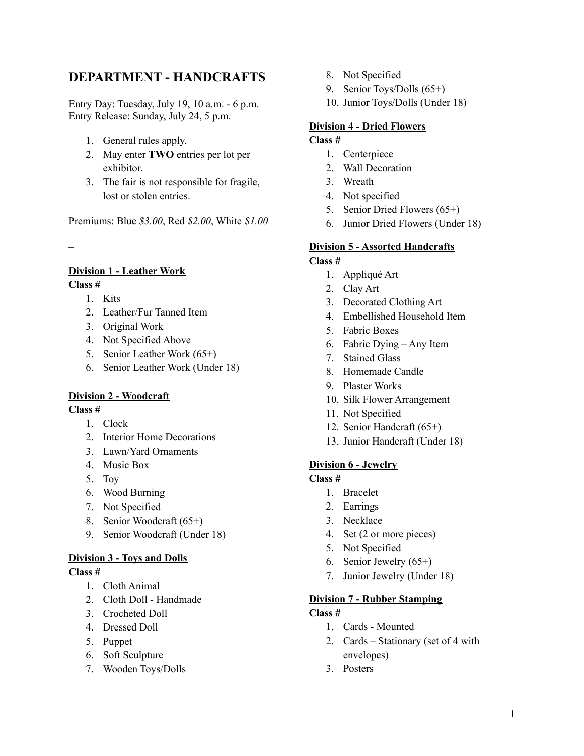# DEPARTMENT - HANDCRAFTS

Entry Day: Tuesday, July 19, 10 a.m. - 6 p.m.
Entry Release: Sunday, July 24, 5 p.m.

1. General rules apply.
2. May enter **TWO** entries per lot per exhibitor.
3. The fair is not responsible for fragile, lost or stolen entries.

Premiums: Blue *$3.00*, Red *$2.00*, White *$1.00*

–

**Division 1 - Leather Work**

**Class #**

1. Kits
2. Leather/Fur Tanned Item
3. Original Work
4. Not Specified Above
5. Senior Leather Work (65+)
6. Senior Leather Work (Under 18)

**Division 2 - Woodcraft**

**Class #**

1. Clock
2. Interior Home Decorations
3. Lawn/Yard Ornaments
4. Music Box
5. Toy
6. Wood Burning
7. Not Specified
8. Senior Woodcraft (65+)
9. Senior Woodcraft (Under 18)

**Division 3 - Toys and Dolls**

**Class #**

1. Cloth Animal
2. Cloth Doll - Handmade
3. Crocheted Doll
4. Dressed Doll
5. Puppet
6. Soft Sculpture
7. Wooden Toys/Dolls
8. Not Specified
9. Senior Toys/Dolls (65+)
10. Junior Toys/Dolls (Under 18)

**Division 4 - Dried Flowers**

**Class #**

1. Centerpiece
2. Wall Decoration
3. Wreath
4. Not specified
5. Senior Dried Flowers (65+)
6. Junior Dried Flowers (Under 18)

**Division 5 - Assorted Handcrafts**

**Class #**

1. Appliqué Art
2. Clay Art
3. Decorated Clothing Art
4. Embellished Household Item
5. Fabric Boxes
6. Fabric Dying – Any Item
7. Stained Glass
8. Homemade Candle
9. Plaster Works
10. Silk Flower Arrangement
11. Not Specified
12. Senior Handcraft (65+)
13. Junior Handcraft (Under 18)

**Division 6 - Jewelry**

**Class #**

1. Bracelet
2. Earrings
3. Necklace
4. Set (2 or more pieces)
5. Not Specified
6. Senior Jewelry (65+)
7. Junior Jewelry (Under 18)

**Division 7 - Rubber Stamping**

**Class #**

1. Cards - Mounted
2. Cards – Stationary (set of 4 with envelopes)
3. Posters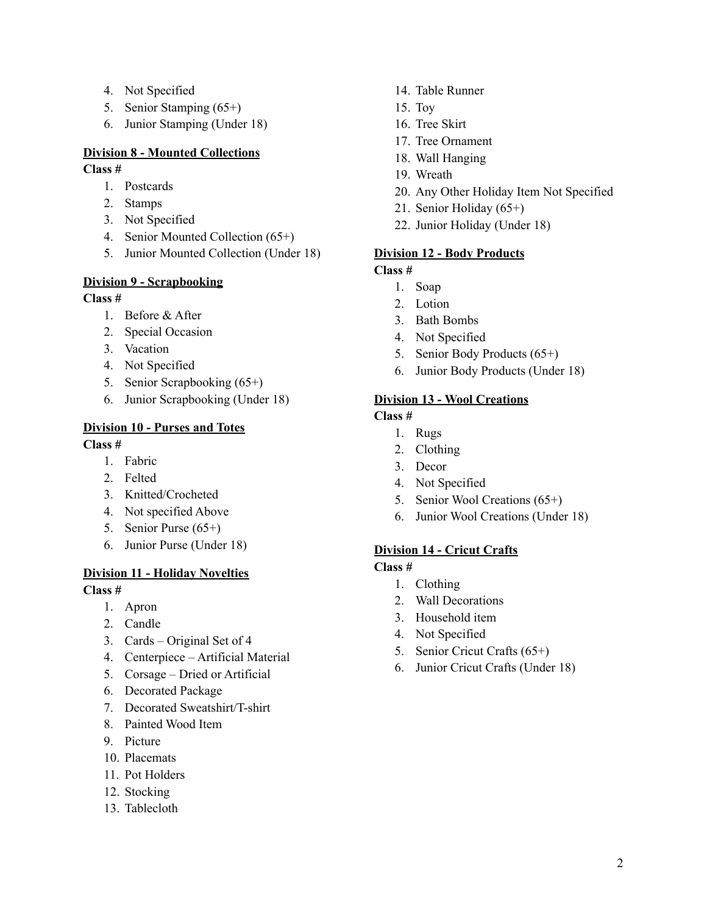4. Not Specified
5. Senior Stamping (65+)
6. Junior Stamping (Under 18)

**Division 8 - Mounted Collections**

**Class #**

1. Postcards
2. Stamps
3. Not Specified
4. Senior Mounted Collection (65+)
5. Junior Mounted Collection (Under 18)

**Division 9 - Scrapbooking**

**Class #**

1. Before & After
2. Special Occasion
3. Vacation
4. Not Specified
5. Senior Scrapbooking (65+)
6. Junior Scrapbooking (Under 18)

**Division 10 - Purses and Totes**

**Class #**

1. Fabric
2. Felted
3. Knitted/Crocheted
4. Not specified Above
5. Senior Purse (65+)
6. Junior Purse (Under 18)

**Division 11 - Holiday Novelties**

**Class #**

1. Apron
2. Candle
3. Cards – Original Set of 4
4. Centerpiece – Artificial Material
5. Corsage – Dried or Artificial
6. Decorated Package
7. Decorated Sweatshirt/T-shirt
8. Painted Wood Item
9. Picture
10. Placemats
11. Pot Holders
12. Stocking
13. Tablecloth
14. Table Runner
15. Toy
16. Tree Skirt
17. Tree Ornament
18. Wall Hanging
19. Wreath
20. Any Other Holiday Item Not Specified
21. Senior Holiday (65+)
22. Junior Holiday (Under 18)

**Division 12 - Body Products**

**Class #**

1. Soap
2. Lotion
3. Bath Bombs
4. Not Specified
5. Senior Body Products (65+)
6. Junior Body Products (Under 18)

**Division 13 - Wool Creations**

**Class #**

1. Rugs
2. Clothing
3. Decor
4. Not Specified
5. Senior Wool Creations (65+)
6. Junior Wool Creations (Under 18)

**Division 14 - Cricut Crafts**

**Class #**

1. Clothing
2. Wall Decorations
3. Household item
4. Not Specified
5. Senior Cricut Crafts (65+)
6. Junior Cricut Crafts (Under 18)